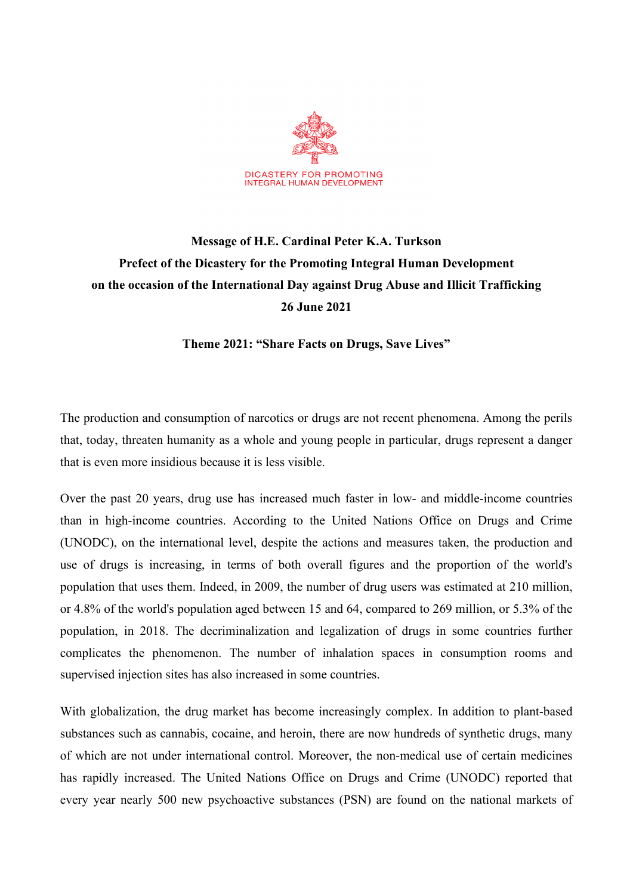DICASTERY FOR PROMOTING
INTEGRAL HUMAN DEVELOPMENT

**Message of H.E. Cardinal Peter K.A. Turkson**
**Prefect of the Dicastery for the Promoting Integral Human Development**
**on the occasion of the International Day against Drug Abuse and Illicit Trafficking**
**26 June 2021**

**Theme 2021: "Share Facts on Drugs, Save Lives"**

The production and consumption of narcotics or drugs are not recent phenomena. Among the perils that, today, threaten humanity as a whole and young people in particular, drugs represent a danger that is even more insidious because it is less visible.

Over the past 20 years, drug use has increased much faster in low- and middle-income countries than in high-income countries. According to the United Nations Office on Drugs and Crime (UNODC), on the international level, despite the actions and measures taken, the production and use of drugs is increasing, in terms of both overall figures and the proportion of the world's population that uses them. Indeed, in 2009, the number of drug users was estimated at 210 million, or 4.8% of the world's population aged between 15 and 64, compared to 269 million, or 5.3% of the population, in 2018. The decriminalization and legalization of drugs in some countries further complicates the phenomenon. The number of inhalation spaces in consumption rooms and supervised injection sites has also increased in some countries.

With globalization, the drug market has become increasingly complex. In addition to plant-based substances such as cannabis, cocaine, and heroin, there are now hundreds of synthetic drugs, many of which are not under international control. Moreover, the non-medical use of certain medicines has rapidly increased. The United Nations Office on Drugs and Crime (UNODC) reported that every year nearly 500 new psychoactive substances (PSN) are found on the national markets of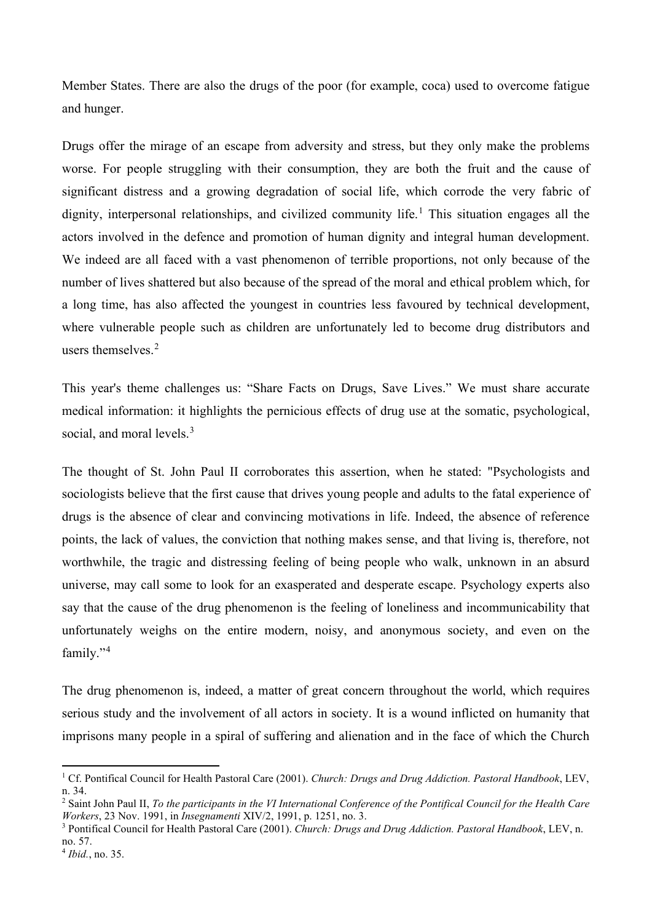Member States. There are also the drugs of the poor (for example, coca) used to overcome fatigue and hunger.

Drugs offer the mirage of an escape from adversity and stress, but they only make the problems worse. For people struggling with their consumption, they are both the fruit and the cause of significant distress and a growing degradation of social life, which corrode the very fabric of dignity, interpersonal relationships, and civilized community life.[1] This situation engages all the actors involved in the defence and promotion of human dignity and integral human development. We indeed are all faced with a vast phenomenon of terrible proportions, not only because of the number of lives shattered but also because of the spread of the moral and ethical problem which, for a long time, has also affected the youngest in countries less favoured by technical development, where vulnerable people such as children are unfortunately led to become drug distributors and users themselves.[2]

This year's theme challenges us: "Share Facts on Drugs, Save Lives." We must share accurate medical information: it highlights the pernicious effects of drug use at the somatic, psychological, social, and moral levels.[3]

The thought of St. John Paul II corroborates this assertion, when he stated: "Psychologists and sociologists believe that the first cause that drives young people and adults to the fatal experience of drugs is the absence of clear and convincing motivations in life. Indeed, the absence of reference points, the lack of values, the conviction that nothing makes sense, and that living is, therefore, not worthwhile, the tragic and distressing feeling of being people who walk, unknown in an absurd universe, may call some to look for an exasperated and desperate escape. Psychology experts also say that the cause of the drug phenomenon is the feeling of loneliness and incommunicability that unfortunately weighs on the entire modern, noisy, and anonymous society, and even on the family."[4]

The drug phenomenon is, indeed, a matter of great concern throughout the world, which requires serious study and the involvement of all actors in society. It is a wound inflicted on humanity that imprisons many people in a spiral of suffering and alienation and in the face of which the Church

---

[1] Cf. Pontifical Council for Health Pastoral Care (2001). *Church: Drugs and Drug Addiction. Pastoral Handbook*, LEV, n. 34.

[2] Saint John Paul II, *To the participants in the VI International Conference of the Pontifical Council for the Health Care Workers*, 23 Nov. 1991, in *Insegnamenti* XIV/2, 1991, p. 1251, no. 3.

[3] Pontifical Council for Health Pastoral Care (2001). *Church: Drugs and Drug Addiction. Pastoral Handbook*, LEV, n. no. 57.

[4] *Ibid.*, no. 35.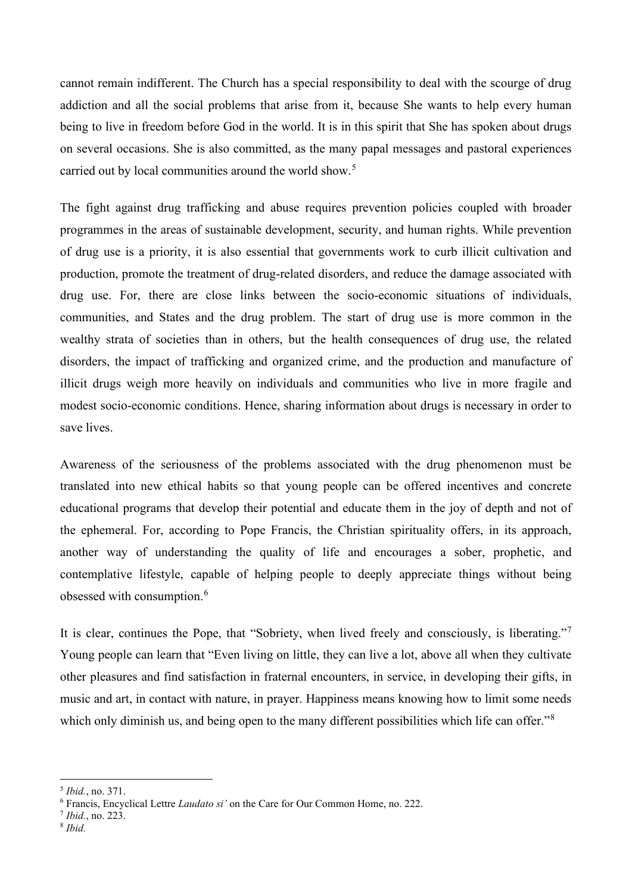cannot remain indifferent. The Church has a special responsibility to deal with the scourge of drug addiction and all the social problems that arise from it, because She wants to help every human being to live in freedom before God in the world. It is in this spirit that She has spoken about drugs on several occasions. She is also committed, as the many papal messages and pastoral experiences carried out by local communities around the world show.[5]

The fight against drug trafficking and abuse requires prevention policies coupled with broader programmes in the areas of sustainable development, security, and human rights. While prevention of drug use is a priority, it is also essential that governments work to curb illicit cultivation and production, promote the treatment of drug-related disorders, and reduce the damage associated with drug use. For, there are close links between the socio-economic situations of individuals, communities, and States and the drug problem. The start of drug use is more common in the wealthy strata of societies than in others, but the health consequences of drug use, the related disorders, the impact of trafficking and organized crime, and the production and manufacture of illicit drugs weigh more heavily on individuals and communities who live in more fragile and modest socio-economic conditions. Hence, sharing information about drugs is necessary in order to save lives.

Awareness of the seriousness of the problems associated with the drug phenomenon must be translated into new ethical habits so that young people can be offered incentives and concrete educational programs that develop their potential and educate them in the joy of depth and not of the ephemeral. For, according to Pope Francis, the Christian spirituality offers, in its approach, another way of understanding the quality of life and encourages a sober, prophetic, and contemplative lifestyle, capable of helping people to deeply appreciate things without being obsessed with consumption.[6]

It is clear, continues the Pope, that "Sobriety, when lived freely and consciously, is liberating."[7] Young people can learn that "Even living on little, they can live a lot, above all when they cultivate other pleasures and find satisfaction in fraternal encounters, in service, in developing their gifts, in music and art, in contact with nature, in prayer. Happiness means knowing how to limit some needs which only diminish us, and being open to the many different possibilities which life can offer."[8]

---

[5] *Ibid.*, no. 371.

[6] Francis, Encyclical Lettre *Laudato si'* on the Care for Our Common Home, no. 222.

[7] *Ibid.*, no. 223.

[8] *Ibid.*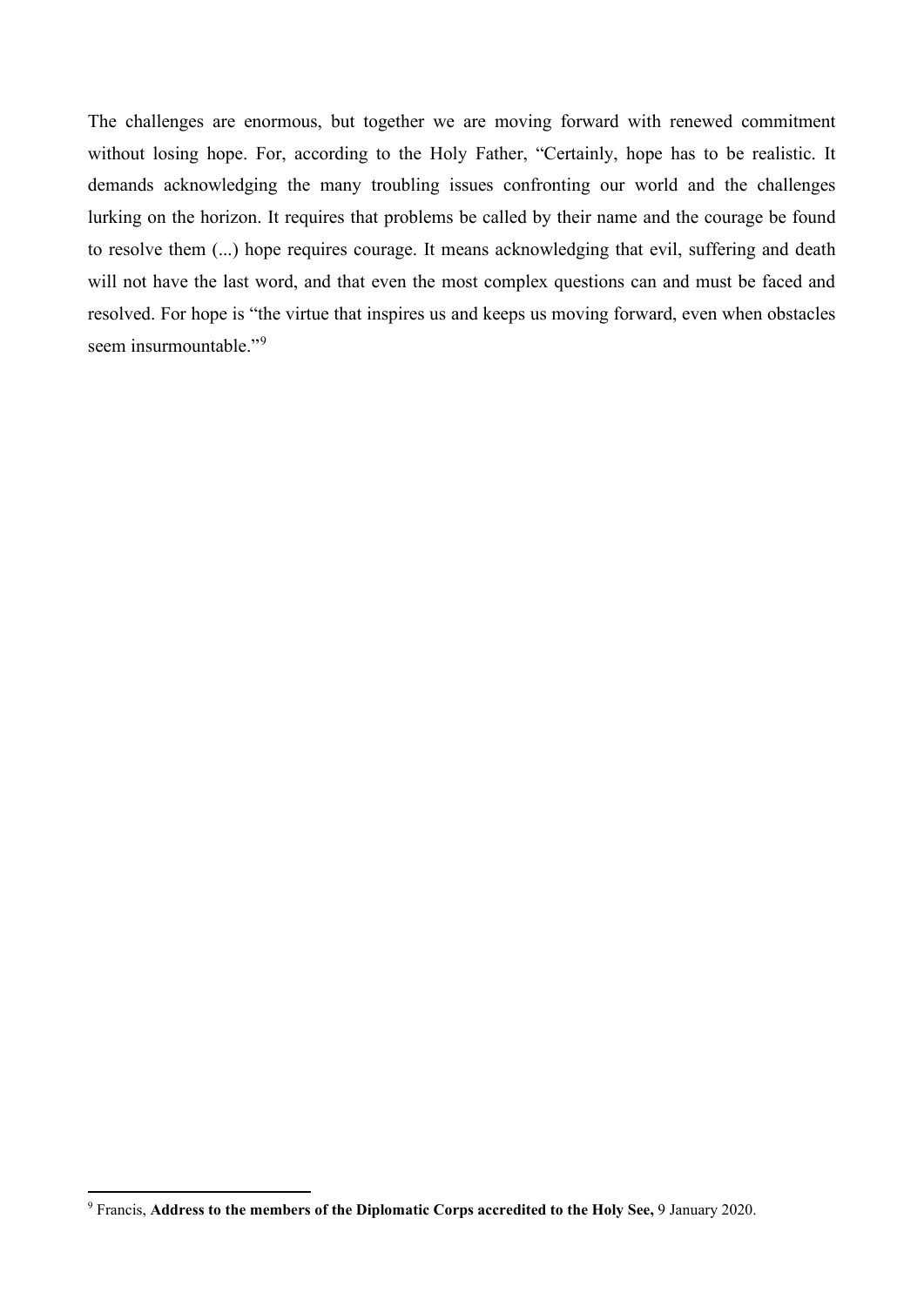The challenges are enormous, but together we are moving forward with renewed commitment without losing hope. For, according to the Holy Father, "Certainly, hope has to be realistic. It demands acknowledging the many troubling issues confronting our world and the challenges lurking on the horizon. It requires that problems be called by their name and the courage be found to resolve them (...) hope requires courage. It means acknowledging that evil, suffering and death will not have the last word, and that even the most complex questions can and must be faced and resolved. For hope is "the virtue that inspires us and keeps us moving forward, even when obstacles seem insurmountable."[9]

---

[9] Francis, **Address to the members of the Diplomatic Corps accredited to the Holy See,** 9 January 2020.